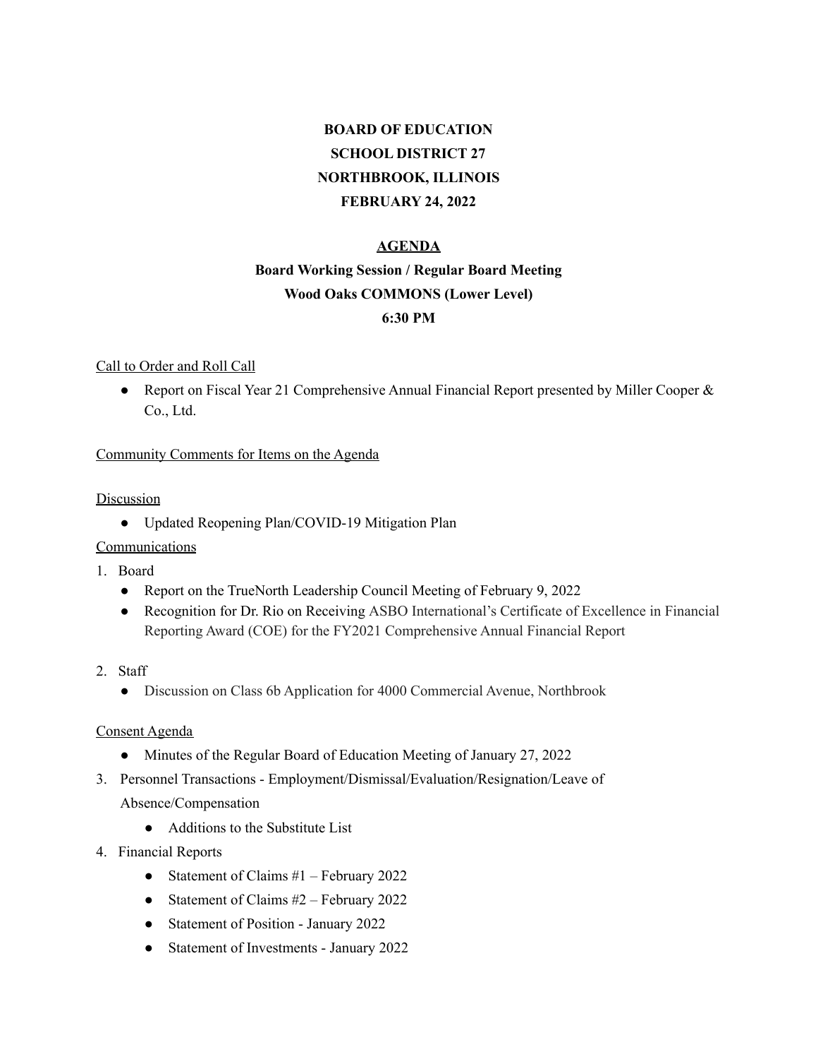**BOARD OF EDUCATION**
**SCHOOL DISTRICT 27**
**NORTHBROOK, ILLINOIS**
**FEBRUARY 24, 2022**

**AGENDA**
**Board Working Session / Regular Board Meeting**
**Wood Oaks COMMONS (Lower Level)**
**6:30 PM**

Call to Order and Roll Call

- Report on Fiscal Year 21 Comprehensive Annual Financial Report presented by Miller Cooper & Co., Ltd.

Community Comments for Items on the Agenda

Discussion

- Updated Reopening Plan/COVID-19 Mitigation Plan

Communications

1. Board
   - Report on the TrueNorth Leadership Council Meeting of February 9, 2022
   - Recognition for Dr. Rio on Receiving ASBO International's Certificate of Excellence in Financial Reporting Award (COE) for the FY2021 Comprehensive Annual Financial Report
2. Staff
   - Discussion on Class 6b Application for 4000 Commercial Avenue, Northbrook

Consent Agenda

- Minutes of the Regular Board of Education Meeting of January 27, 2022

3. Personnel Transactions - Employment/Dismissal/Evaluation/Resignation/Leave of Absence/Compensation
   - Additions to the Substitute List
4. Financial Reports
   - Statement of Claims #1 – February 2022
   - Statement of Claims #2 – February 2022
   - Statement of Position - January 2022
   - Statement of Investments - January 2022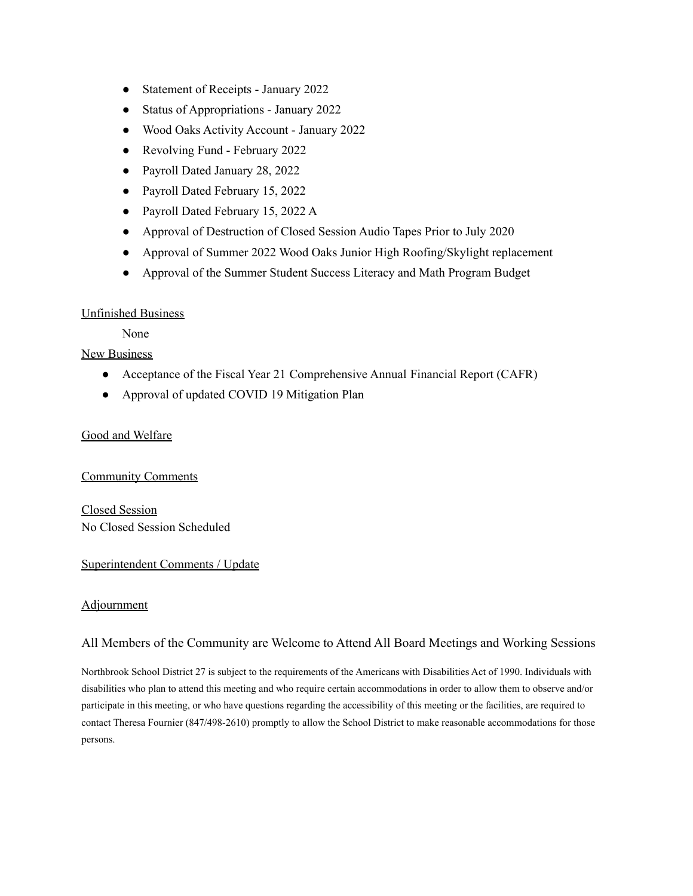- Statement of Receipts - January 2022
- Status of Appropriations - January 2022
- Wood Oaks Activity Account - January 2022
- Revolving Fund - February 2022
- Payroll Dated January 28, 2022
- Payroll Dated February 15, 2022
- Payroll Dated February 15, 2022 A
- Approval of Destruction of Closed Session Audio Tapes Prior to July 2020
- Approval of Summer 2022 Wood Oaks Junior High Roofing/Skylight replacement
- Approval of the Summer Student Success Literacy and Math Program Budget

<u>Unfinished Business</u>

None

<u>New Business</u>

- Acceptance of the Fiscal Year 21 Comprehensive Annual Financial Report (CAFR)
- Approval of updated COVID 19 Mitigation Plan

<u>Good and Welfare</u>

<u>Community Comments</u>

<u>Closed Session</u>

No Closed Session Scheduled

<u>Superintendent Comments / Update</u>

<u>Adjournment</u>

All Members of the Community are Welcome to Attend All Board Meetings and Working Sessions

Northbrook School District 27 is subject to the requirements of the Americans with Disabilities Act of 1990. Individuals with disabilities who plan to attend this meeting and who require certain accommodations in order to allow them to observe and/or participate in this meeting, or who have questions regarding the accessibility of this meeting or the facilities, are required to contact Theresa Fournier (847/498-2610) promptly to allow the School District to make reasonable accommodations for those persons.